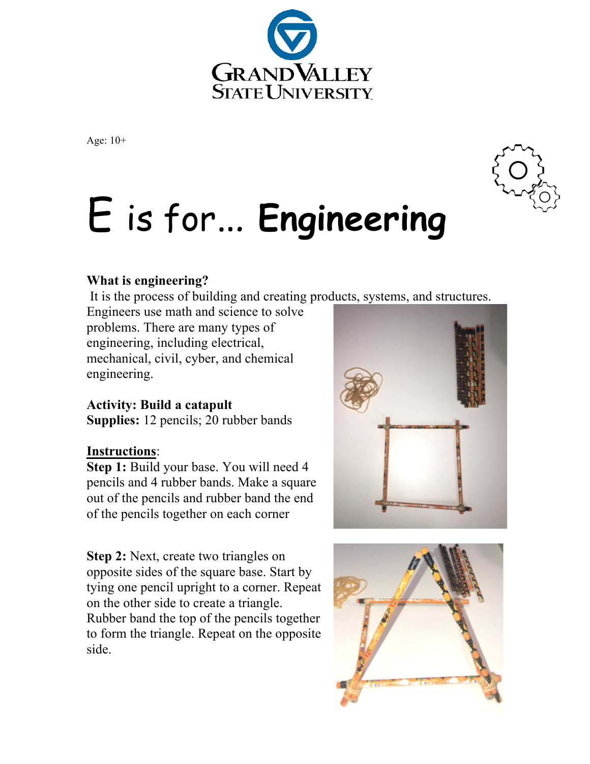Age: 10+

# E is for... **Engineering**

**What is engineering?**

It is the process of building and creating products, systems, and structures. Engineers use math and science to solve problems. There are many types of engineering, including electrical, mechanical, civil, cyber, and chemical engineering.

**Activity: Build a catapult**
**Supplies:** 12 pencils; 20 rubber bands

**Instructions**:

**Step 1:** Build your base. You will need 4 pencils and 4 rubber bands. Make a square out of the pencils and rubber band the end of the pencils together on each corner

**Step 2:** Next, create two triangles on opposite sides of the square base. Start by tying one pencil upright to a corner. Repeat on the other side to create a triangle. Rubber band the top of the pencils together to form the triangle. Repeat on the opposite side.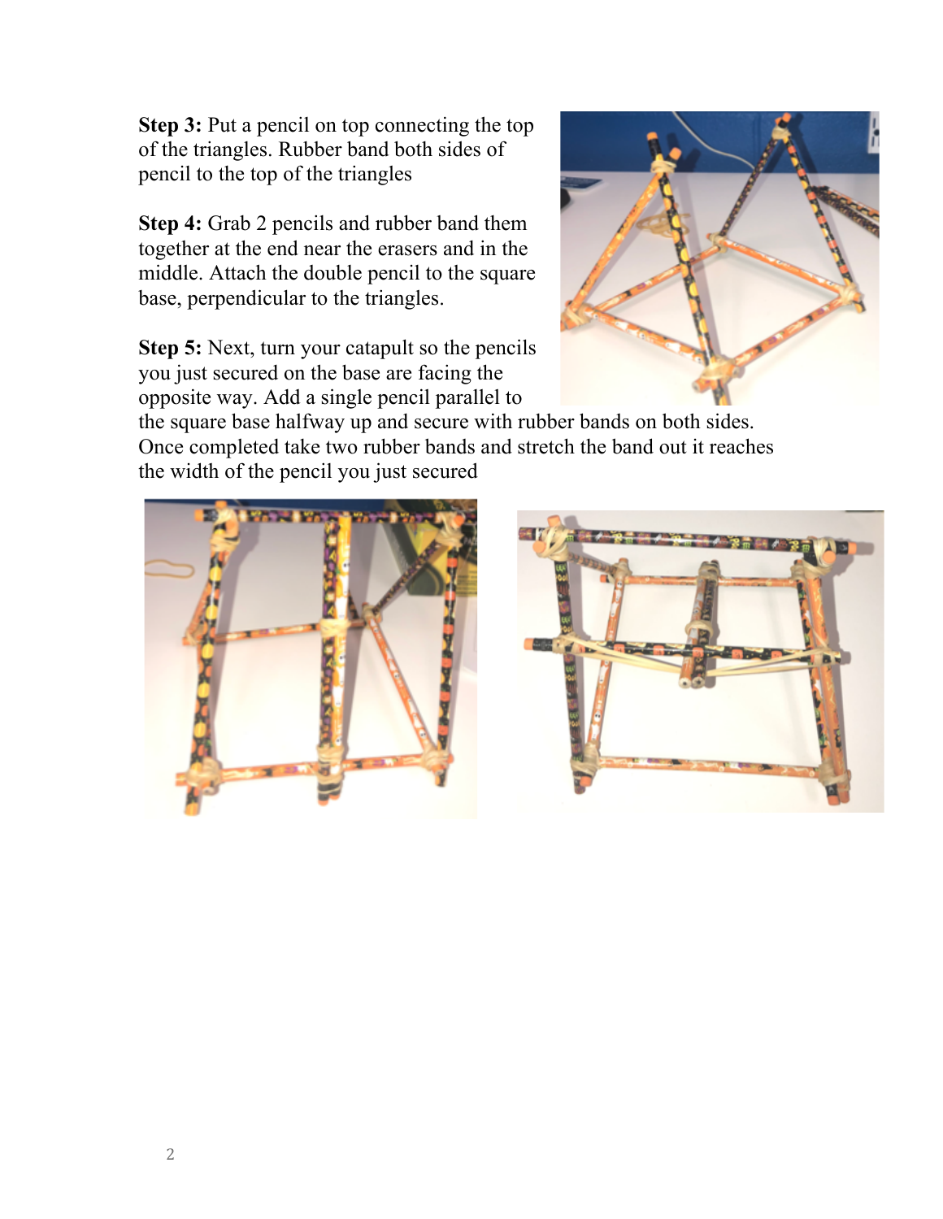**Step 3:** Put a pencil on top connecting the top of the triangles. Rubber band both sides of pencil to the top of the triangles

**Step 4:** Grab 2 pencils and rubber band them together at the end near the erasers and in the middle. Attach the double pencil to the square base, perpendicular to the triangles.

**Step 5:** Next, turn your catapult so the pencils you just secured on the base are facing the opposite way. Add a single pencil parallel to the square base halfway up and secure with rubber bands on both sides. Once completed take two rubber bands and stretch the band out it reaches the width of the pencil you just secured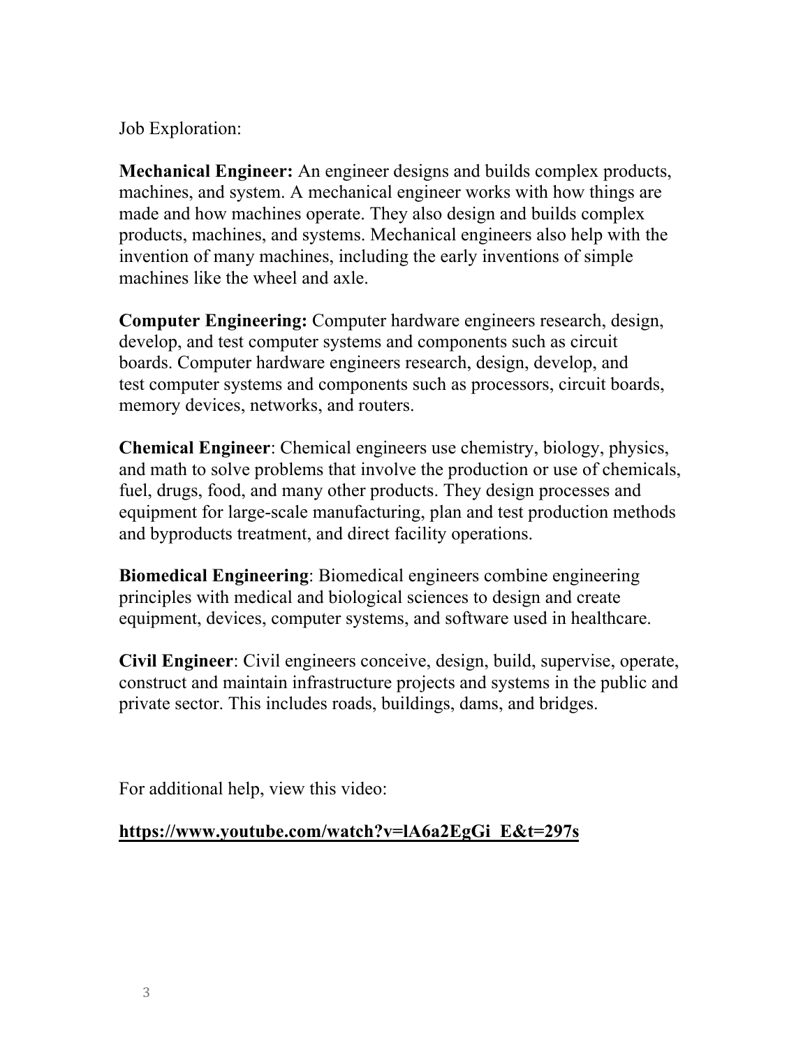Job Exploration:

**Mechanical Engineer:** An engineer designs and builds complex products, machines, and system. A mechanical engineer works with how things are made and how machines operate. They also design and builds complex products, machines, and systems. Mechanical engineers also help with the invention of many machines, including the early inventions of simple machines like the wheel and axle.

**Computer Engineering:** Computer hardware engineers research, design, develop, and test computer systems and components such as circuit boards. Computer hardware engineers research, design, develop, and test computer systems and components such as processors, circuit boards, memory devices, networks, and routers.

**Chemical Engineer**: Chemical engineers use chemistry, biology, physics, and math to solve problems that involve the production or use of chemicals, fuel, drugs, food, and many other products. They design processes and equipment for large-scale manufacturing, plan and test production methods and byproducts treatment, and direct facility operations.

**Biomedical Engineering**: Biomedical engineers combine engineering principles with medical and biological sciences to design and create equipment, devices, computer systems, and software used in healthcare.

**Civil Engineer**: Civil engineers conceive, design, build, supervise, operate, construct and maintain infrastructure projects and systems in the public and private sector. This includes roads, buildings, dams, and bridges.

For additional help, view this video:

**https://www.youtube.com/watch?v=lA6a2EgGi_E&t=297s**